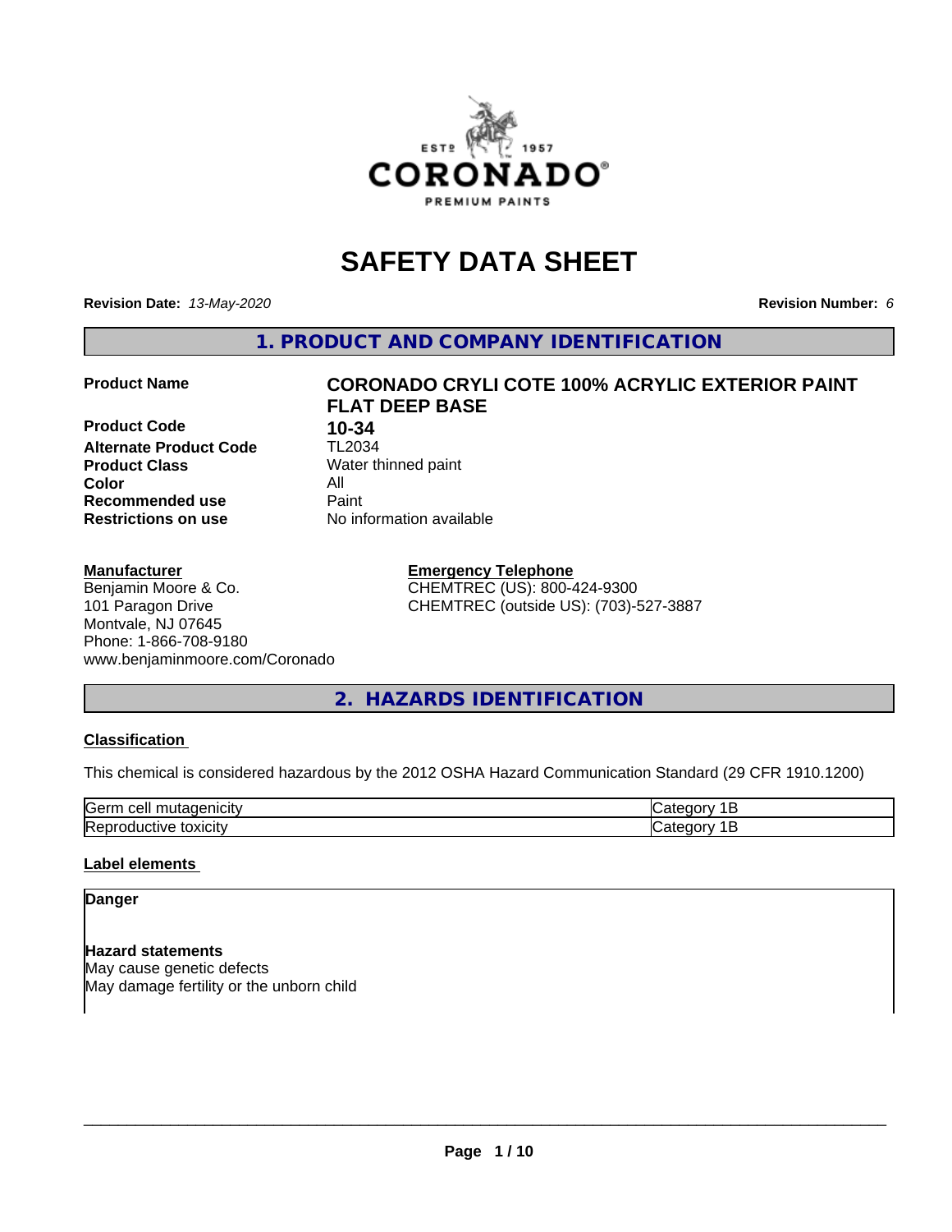# SAFETY DATA SHEET

**Revision Date:** *13-May-2020*

**Revision Number:** *6*

## 1. PRODUCT AND COMPANY IDENTIFICATION

| | |
|---|---|
| **Product Name** | **CORONADO CRYLI COTE 100% ACRYLIC EXTERIOR PAINT FLAT DEEP BASE** |
| **Product Code** | **10-34** |
| **Alternate Product Code** | TL2034 |
| **Product Class** | Water thinned paint |
| **Color** | All |
| **Recommended use** | Paint |
| **Restrictions on use** | No information available |

**Manufacturer**
Benjamin Moore & Co.
101 Paragon Drive
Montvale, NJ 07645
Phone: 1-866-708-9180
www.benjaminmoore.com/Coronado

**Emergency Telephone**
CHEMTREC (US): 800-424-9300
CHEMTREC (outside US): (703)-527-3887

## 2. HAZARDS IDENTIFICATION

**Classification**

This chemical is considered hazardous by the 2012 OSHA Hazard Communication Standard (29 CFR 1910.1200)

| | |
|---|---|
| Germ cell mutagenicity | Category 1B |
| Reproductive toxicity | Category 1B |

**Label elements**

**Danger**

**Hazard statements**
May cause genetic defects
May damage fertility or the unborn child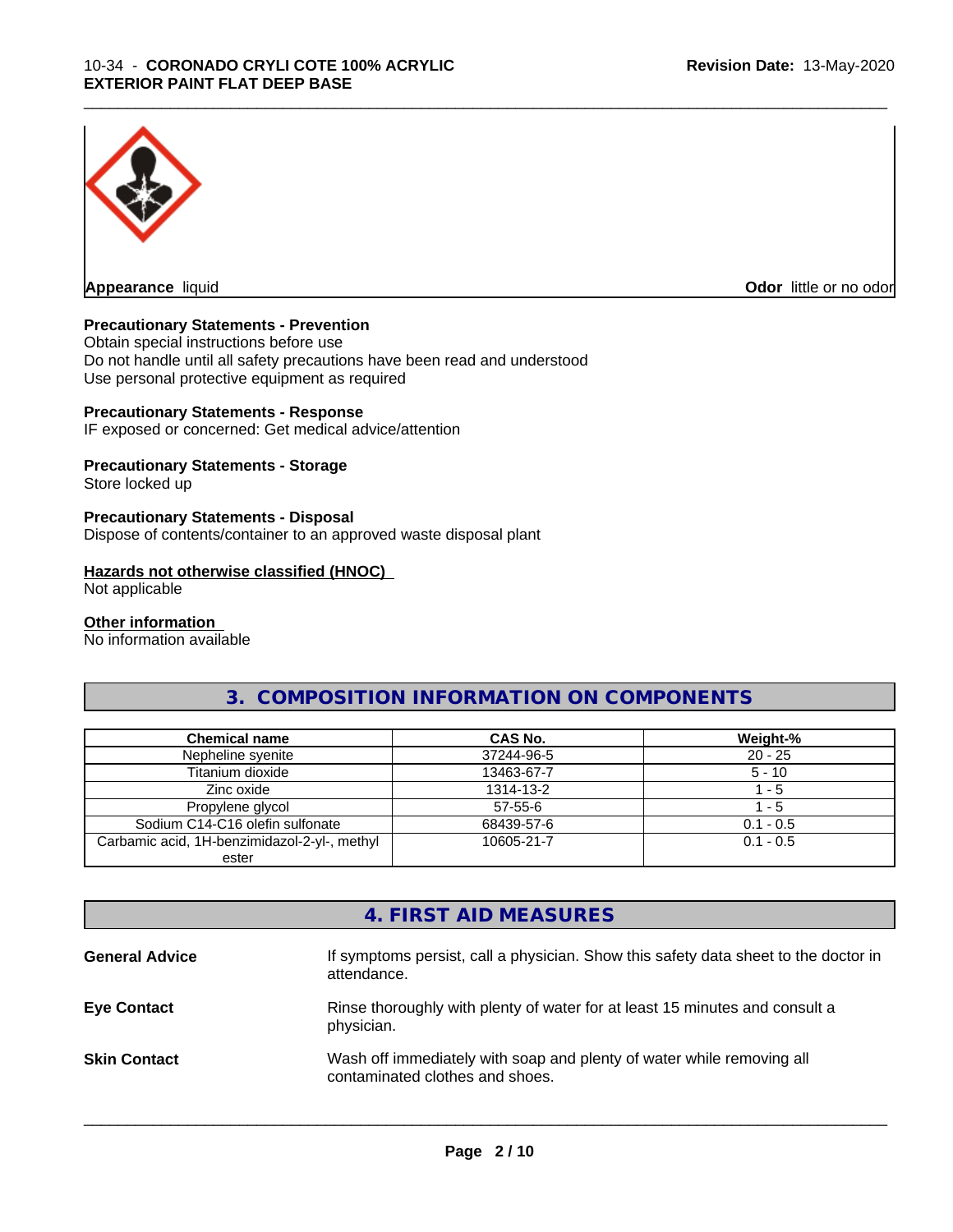**Appearance** liquid

**Odor** little or no odor

**Precautionary Statements - Prevention**
Obtain special instructions before use
Do not handle until all safety precautions have been read and understood
Use personal protective equipment as required

**Precautionary Statements - Response**
IF exposed or concerned: Get medical advice/attention

**Precautionary Statements - Storage**
Store locked up

**Precautionary Statements - Disposal**
Dispose of contents/container to an approved waste disposal plant

**Hazards not otherwise classified (HNOC)**
Not applicable

**Other information**
No information available

## 3. COMPOSITION INFORMATION ON COMPONENTS

| Chemical name | CAS No. | Weight-% |
|---|---|---|
| Nepheline syenite | 37244-96-5 | 20 - 25 |
| Titanium dioxide | 13463-67-7 | 5 - 10 |
| Zinc oxide | 1314-13-2 | 1 - 5 |
| Propylene glycol | 57-55-6 | 1 - 5 |
| Sodium C14-C16 olefin sulfonate | 68439-57-6 | 0.1 - 0.5 |
| Carbamic acid, 1H-benzimidazol-2-yl-, methyl ester | 10605-21-7 | 0.1 - 0.5 |

## 4. FIRST AID MEASURES

**General Advice** If symptoms persist, call a physician. Show this safety data sheet to the doctor in attendance.

**Eye Contact** Rinse thoroughly with plenty of water for at least 15 minutes and consult a physician.

**Skin Contact** Wash off immediately with soap and plenty of water while removing all contaminated clothes and shoes.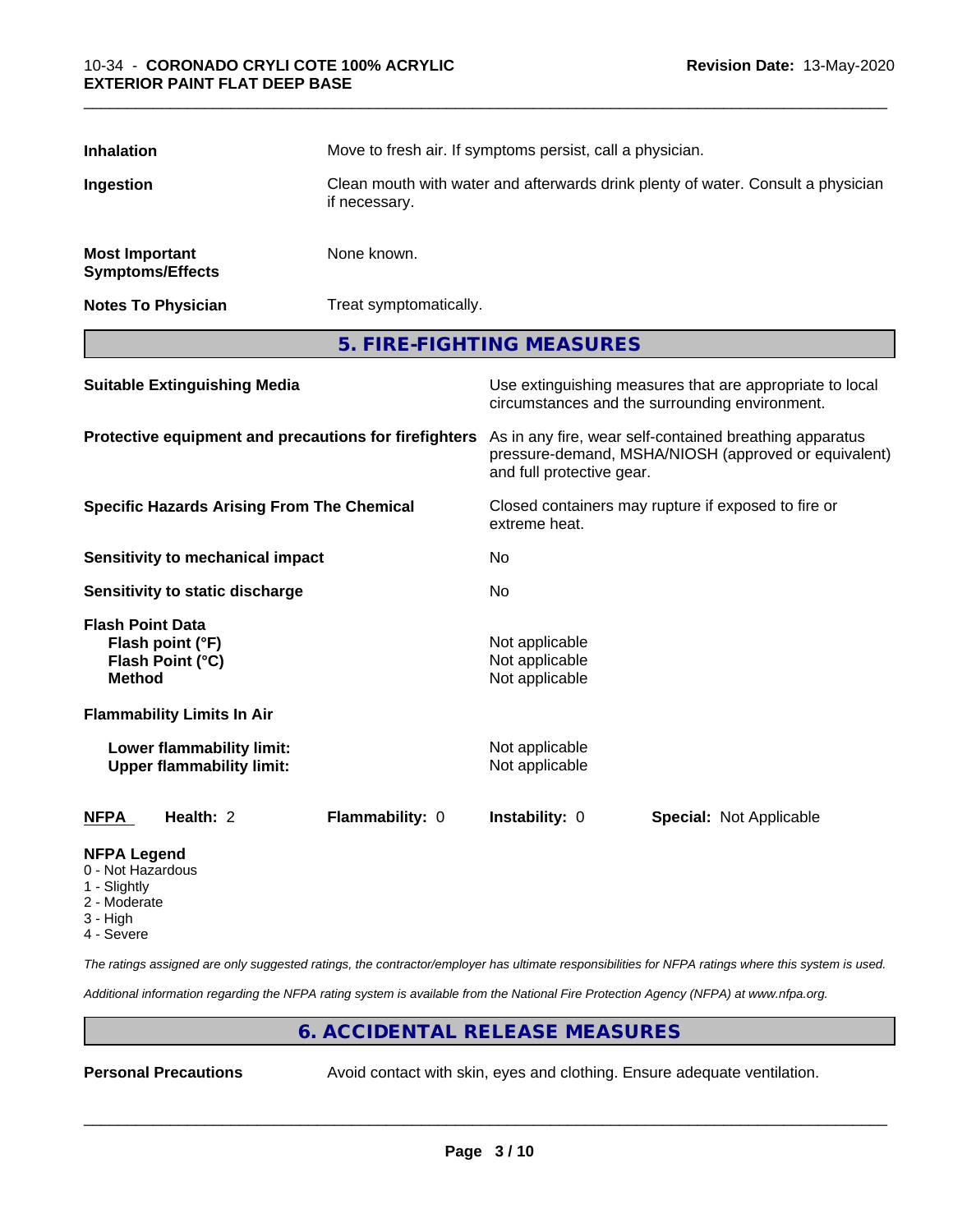| | |
|---|---|
| **Inhalation** | Move to fresh air. If symptoms persist, call a physician. |
| **Ingestion** | Clean mouth with water and afterwards drink plenty of water. Consult a physician if necessary. |
| **Most Important Symptoms/Effects** | None known. |
| **Notes To Physician** | Treat symptomatically. |

## 5. FIRE-FIGHTING MEASURES

| | |
|---|---|
| **Suitable Extinguishing Media** | Use extinguishing measures that are appropriate to local circumstances and the surrounding environment. |
| **Protective equipment and precautions for firefighters** | As in any fire, wear self-contained breathing apparatus pressure-demand, MSHA/NIOSH (approved or equivalent) and full protective gear. |
| **Specific Hazards Arising From The Chemical** | Closed containers may rupture if exposed to fire or extreme heat. |
| **Sensitivity to mechanical impact** | No |
| **Sensitivity to static discharge** | No |

**Flash Point Data**

| | |
|---|---|
| **Flash point (°F)** | Not applicable |
| **Flash Point (°C)** | Not applicable |
| **Method** | Not applicable |

**Flammability Limits In Air**

| | |
|---|---|
| **Lower flammability limit:** | Not applicable |
| **Upper flammability limit:** | Not applicable |

| **NFPA** | **Health:** 2 | **Flammability:** 0 | **Instability:** 0 | **Special:** Not Applicable |
|---|---|---|---|---|

**NFPA Legend**

- 0 - Not Hazardous
- 1 - Slightly
- 2 - Moderate
- 3 - High
- 4 - Severe

*The ratings assigned are only suggested ratings, the contractor/employer has ultimate responsibilities for NFPA ratings where this system is used.*

*Additional information regarding the NFPA rating system is available from the National Fire Protection Agency (NFPA) at www.nfpa.org.*

## 6. ACCIDENTAL RELEASE MEASURES

| | |
|---|---|
| **Personal Precautions** | Avoid contact with skin, eyes and clothing. Ensure adequate ventilation. |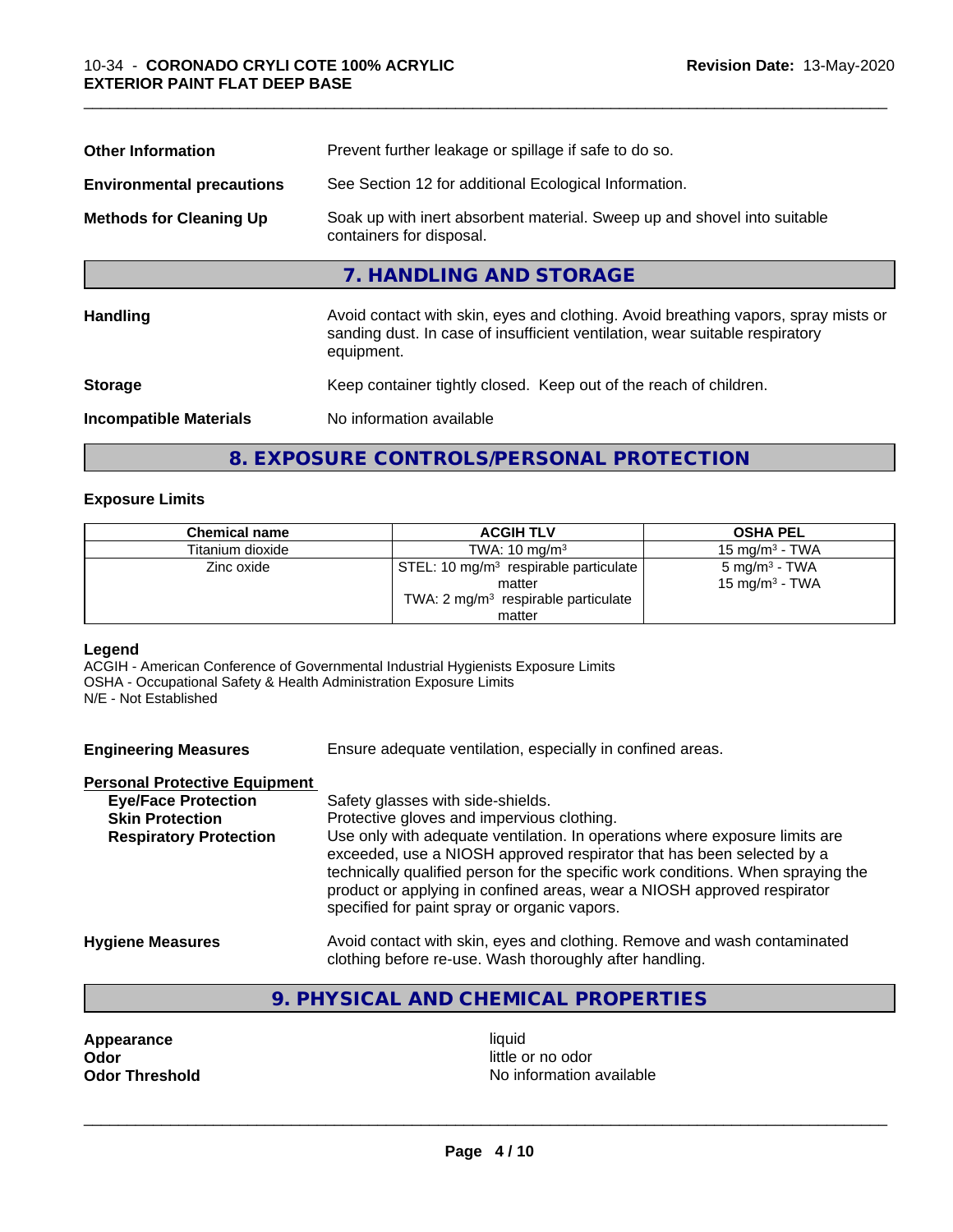| | |
|---|---|
| **Other Information** | Prevent further leakage or spillage if safe to do so. |
| **Environmental precautions** | See Section 12 for additional Ecological Information. |
| **Methods for Cleaning Up** | Soak up with inert absorbent material. Sweep up and shovel into suitable containers for disposal. |

## 7. HANDLING AND STORAGE

| | |
|---|---|
| **Handling** | Avoid contact with skin, eyes and clothing. Avoid breathing vapors, spray mists or sanding dust. In case of insufficient ventilation, wear suitable respiratory equipment. |
| **Storage** | Keep container tightly closed. Keep out of the reach of children. |
| **Incompatible Materials** | No information available |

## 8. EXPOSURE CONTROLS/PERSONAL PROTECTION

### Exposure Limits

| Chemical name | ACGIH TLV | OSHA PEL |
|---|---|---|
| Titanium dioxide | TWA: 10 mg/m³ | 15 mg/m³ - TWA |
| Zinc oxide | STEL: 10 mg/m³ respirable particulate matter<br>TWA: 2 mg/m³ respirable particulate matter | 5 mg/m³ - TWA<br>15 mg/m³ - TWA |

**Legend**
ACGIH - American Conference of Governmental Industrial Hygienists Exposure Limits
OSHA - Occupational Safety & Health Administration Exposure Limits
N/E - Not Established

**Engineering Measures** Ensure adequate ventilation, especially in confined areas.

**Personal Protective Equipment**

| | |
|---|---|
| **Eye/Face Protection** | Safety glasses with side-shields. |
| **Skin Protection** | Protective gloves and impervious clothing. |
| **Respiratory Protection** | Use only with adequate ventilation. In operations where exposure limits are exceeded, use a NIOSH approved respirator that has been selected by a technically qualified person for the specific work conditions. When spraying the product or applying in confined areas, wear a NIOSH approved respirator specified for paint spray or organic vapors. |
| **Hygiene Measures** | Avoid contact with skin, eyes and clothing. Remove and wash contaminated clothing before re-use. Wash thoroughly after handling. |

## 9. PHYSICAL AND CHEMICAL PROPERTIES

| | |
|---|---|
| **Appearance** | liquid |
| **Odor** | little or no odor |
| **Odor Threshold** | No information available |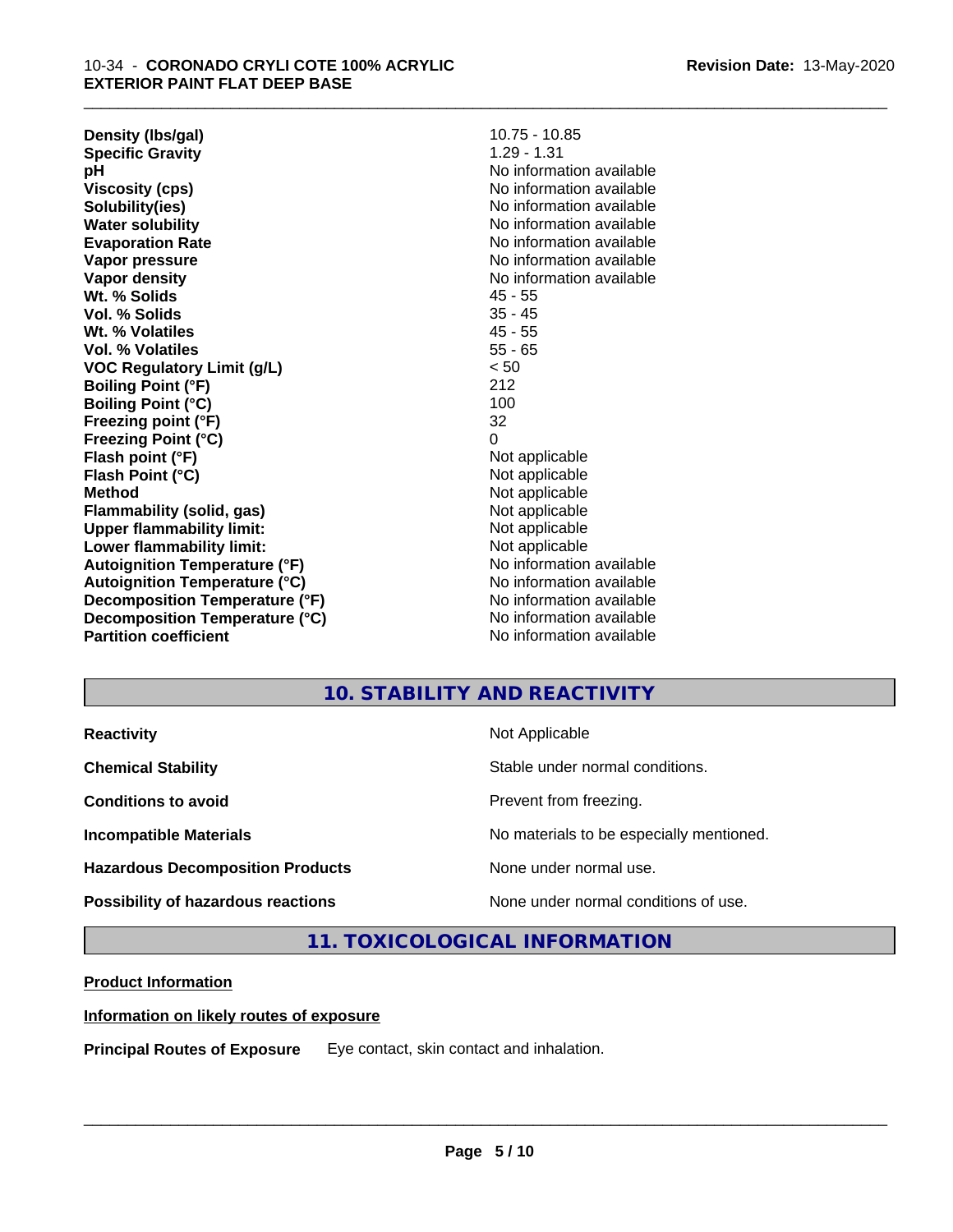| | |
|---|---|
| **Density (lbs/gal)** | 10.75 - 10.85 |
| **Specific Gravity** | 1.29 - 1.31 |
| **pH** | No information available |
| **Viscosity (cps)** | No information available |
| **Solubility(ies)** | No information available |
| **Water solubility** | No information available |
| **Evaporation Rate** | No information available |
| **Vapor pressure** | No information available |
| **Vapor density** | No information available |
| **Wt. % Solids** | 45 - 55 |
| **Vol. % Solids** | 35 - 45 |
| **Wt. % Volatiles** | 45 - 55 |
| **Vol. % Volatiles** | 55 - 65 |
| **VOC Regulatory Limit (g/L)** | < 50 |
| **Boiling Point (°F)** | 212 |
| **Boiling Point (°C)** | 100 |
| **Freezing point (°F)** | 32 |
| **Freezing Point (°C)** | 0 |
| **Flash point (°F)** | Not applicable |
| **Flash Point (°C)** | Not applicable |
| **Method** | Not applicable |
| **Flammability (solid, gas)** | Not applicable |
| **Upper flammability limit:** | Not applicable |
| **Lower flammability limit:** | Not applicable |
| **Autoignition Temperature (°F)** | No information available |
| **Autoignition Temperature (°C)** | No information available |
| **Decomposition Temperature (°F)** | No information available |
| **Decomposition Temperature (°C)** | No information available |
| **Partition coefficient** | No information available |

## 10. STABILITY AND REACTIVITY

| | |
|---|---|
| **Reactivity** | Not Applicable |
| **Chemical Stability** | Stable under normal conditions. |
| **Conditions to avoid** | Prevent from freezing. |
| **Incompatible Materials** | No materials to be especially mentioned. |
| **Hazardous Decomposition Products** | None under normal use. |
| **Possibility of hazardous reactions** | None under normal conditions of use. |

## 11. TOXICOLOGICAL INFORMATION

**Product Information**

**Information on likely routes of exposure**

**Principal Routes of Exposure** Eye contact, skin contact and inhalation.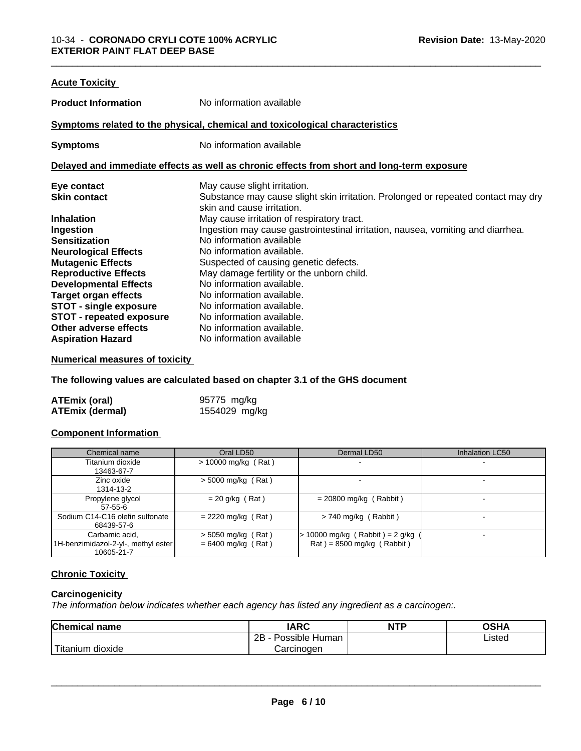### Acute Toxicity

**Product Information** No information available

#### Symptoms related to the physical, chemical and toxicological characteristics

**Symptoms** No information available

#### Delayed and immediate effects as well as chronic effects from short and long-term exposure

| | |
|---|---|
| **Eye contact** | May cause slight irritation. |
| **Skin contact** | Substance may cause slight skin irritation. Prolonged or repeated contact may dry skin and cause irritation. |
| **Inhalation** | May cause irritation of respiratory tract. |
| **Ingestion** | Ingestion may cause gastrointestinal irritation, nausea, vomiting and diarrhea. |
| **Sensitization** | No information available |
| **Neurological Effects** | No information available. |
| **Mutagenic Effects** | Suspected of causing genetic defects. |
| **Reproductive Effects** | May damage fertility or the unborn child. |
| **Developmental Effects** | No information available. |
| **Target organ effects** | No information available. |
| **STOT - single exposure** | No information available. |
| **STOT - repeated exposure** | No information available. |
| **Other adverse effects** | No information available. |
| **Aspiration Hazard** | No information available |

### Numerical measures of toxicity

**The following values are calculated based on chapter 3.1 of the GHS document**

| | |
|---|---|
| **ATEmix (oral)** | 95775 mg/kg |
| **ATEmix (dermal)** | 1554029 mg/kg |

### Component Information

| Chemical name | Oral LD50 | Dermal LD50 | Inhalation LC50 |
|---|---|---|---|
| Titanium dioxide 13463-67-7 | > 10000 mg/kg ( Rat ) | - | - |
| Zinc oxide 1314-13-2 | > 5000 mg/kg ( Rat ) | - | - |
| Propylene glycol 57-55-6 | = 20 g/kg ( Rat ) | = 20800 mg/kg ( Rabbit ) | - |
| Sodium C14-C16 olefin sulfonate 68439-57-6 | = 2220 mg/kg ( Rat ) | > 740 mg/kg ( Rabbit ) | - |
| Carbamic acid, 1H-benzimidazol-2-yl-, methyl ester 10605-21-7 | > 5050 mg/kg ( Rat ) = 6400 mg/kg ( Rat ) | > 10000 mg/kg ( Rabbit ) = 2 g/kg ( Rat ) = 8500 mg/kg ( Rabbit ) | - |

### Chronic Toxicity

#### Carcinogenicity

*The information below indicates whether each agency has listed any ingredient as a carcinogen:.*

| Chemical name | IARC | NTP | OSHA |
|---|---|---|---|
| Titanium dioxide | 2B - Possible Human Carcinogen | | Listed |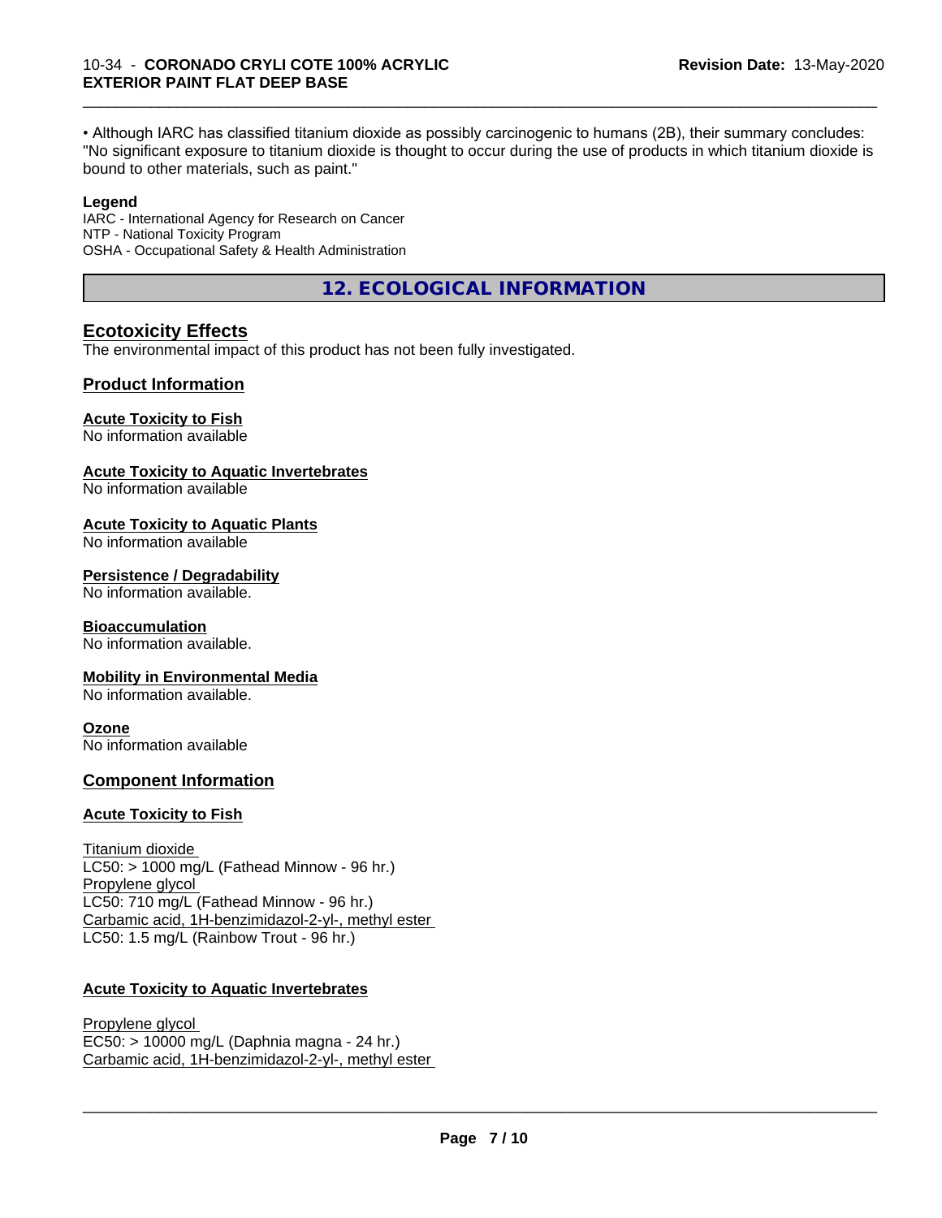• Although IARC has classified titanium dioxide as possibly carcinogenic to humans (2B), their summary concludes: "No significant exposure to titanium dioxide is thought to occur during the use of products in which titanium dioxide is bound to other materials, such as paint."

**Legend**
IARC - International Agency for Research on Cancer
NTP - National Toxicity Program
OSHA - Occupational Safety & Health Administration

## 12. ECOLOGICAL INFORMATION

### Ecotoxicity Effects

The environmental impact of this product has not been fully investigated.

### Product Information

**Acute Toxicity to Fish**
No information available

**Acute Toxicity to Aquatic Invertebrates**
No information available

**Acute Toxicity to Aquatic Plants**
No information available

**Persistence / Degradability**
No information available.

**Bioaccumulation**
No information available.

**Mobility in Environmental Media**
No information available.

**Ozone**
No information available

### Component Information

**Acute Toxicity to Fish**

Titanium dioxide
LC50: > 1000 mg/L (Fathead Minnow - 96 hr.)
Propylene glycol
LC50: 710 mg/L (Fathead Minnow - 96 hr.)
Carbamic acid, 1H-benzimidazol-2-yl-, methyl ester
LC50: 1.5 mg/L (Rainbow Trout - 96 hr.)

**Acute Toxicity to Aquatic Invertebrates**

Propylene glycol
EC50: > 10000 mg/L (Daphnia magna - 24 hr.)
Carbamic acid, 1H-benzimidazol-2-yl-, methyl ester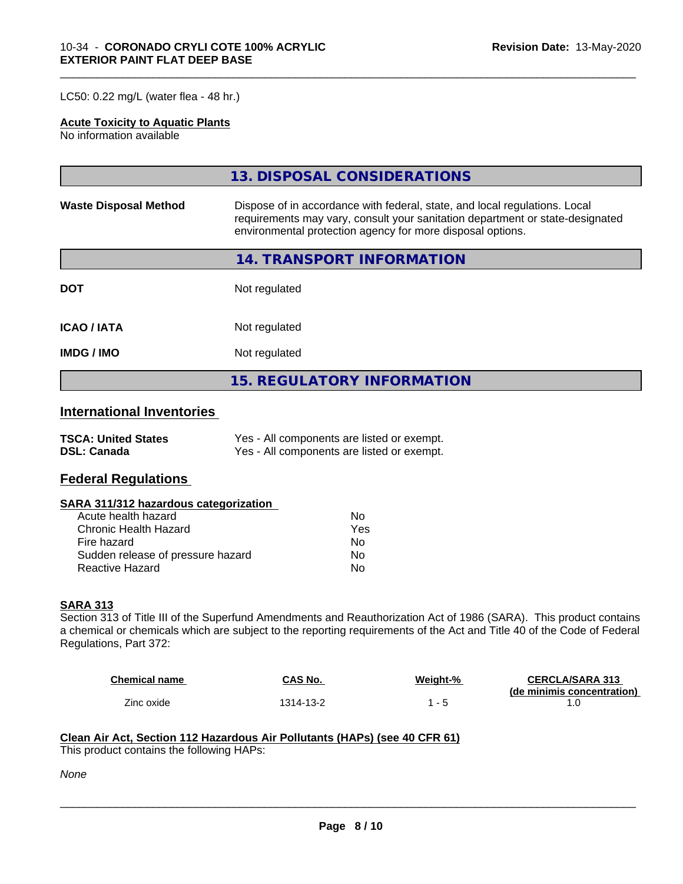LC50: 0.22 mg/L (water flea - 48 hr.)

**Acute Toxicity to Aquatic Plants**
No information available

## 13. DISPOSAL CONSIDERATIONS

| | |
|---|---|
| **Waste Disposal Method** | Dispose of in accordance with federal, state, and local regulations. Local requirements may vary, consult your sanitation department or state-designated environmental protection agency for more disposal options. |

## 14. TRANSPORT INFORMATION

| | |
|---|---|
| **DOT** | Not regulated |
| **ICAO / IATA** | Not regulated |
| **IMDG / IMO** | Not regulated |

## 15. REGULATORY INFORMATION

### International Inventories

| | |
|---|---|
| **TSCA: United States** | Yes - All components are listed or exempt. |
| **DSL: Canada** | Yes - All components are listed or exempt. |

### Federal Regulations

**SARA 311/312 hazardous categorization**

| | |
|---|---|
| Acute health hazard | No |
| Chronic Health Hazard | Yes |
| Fire hazard | No |
| Sudden release of pressure hazard | No |
| Reactive Hazard | No |

**SARA 313**
Section 313 of Title III of the Superfund Amendments and Reauthorization Act of 1986 (SARA). This product contains a chemical or chemicals which are subject to the reporting requirements of the Act and Title 40 of the Code of Federal Regulations, Part 372:

| Chemical name | CAS No. | Weight-% | CERCLA/SARA 313 (de minimis concentration) |
|---|---|---|---|
| Zinc oxide | 1314-13-2 | 1 - 5 | 1.0 |

**Clean Air Act, Section 112 Hazardous Air Pollutants (HAPs) (see 40 CFR 61)**
This product contains the following HAPs:

*None*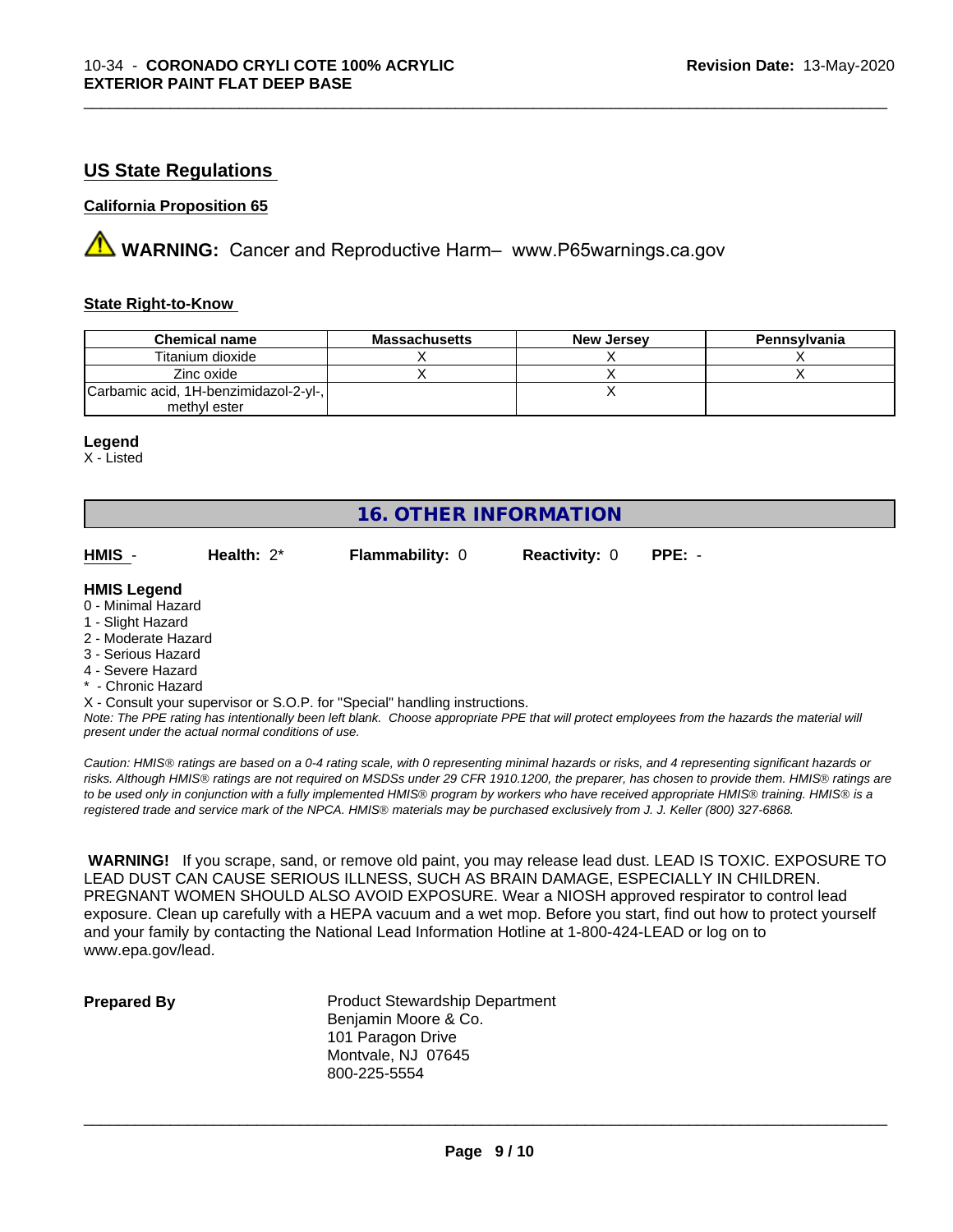## US State Regulations

### California Proposition 65

⚠ **WARNING:** Cancer and Reproductive Harm– www.P65warnings.ca.gov

### State Right-to-Know

| Chemical name | Massachusetts | New Jersey | Pennsylvania |
| --- | --- | --- | --- |
| Titanium dioxide | X | X | X |
| Zinc oxide | X | X | X |
| Carbamic acid, 1H-benzimidazol-2-yl-, methyl ester | | X | |

**Legend**
X - Listed

## 16. OTHER INFORMATION

**HMIS** - **Health:** 2* **Flammability:** 0 **Reactivity:** 0 **PPE:** -

**HMIS Legend**
0 - Minimal Hazard
1 - Slight Hazard
2 - Moderate Hazard
3 - Serious Hazard
4 - Severe Hazard
* - Chronic Hazard
X - Consult your supervisor or S.O.P. for "Special" handling instructions.

*Note: The PPE rating has intentionally been left blank. Choose appropriate PPE that will protect employees from the hazards the material will present under the actual normal conditions of use.*

*Caution: HMIS® ratings are based on a 0-4 rating scale, with 0 representing minimal hazards or risks, and 4 representing significant hazards or risks. Although HMIS® ratings are not required on MSDSs under 29 CFR 1910.1200, the preparer, has chosen to provide them. HMIS® ratings are to be used only in conjunction with a fully implemented HMIS® program by workers who have received appropriate HMIS® training. HMIS® is a registered trade and service mark of the NPCA. HMIS® materials may be purchased exclusively from J. J. Keller (800) 327-6868.*

**WARNING!** If you scrape, sand, or remove old paint, you may release lead dust. LEAD IS TOXIC. EXPOSURE TO LEAD DUST CAN CAUSE SERIOUS ILLNESS, SUCH AS BRAIN DAMAGE, ESPECIALLY IN CHILDREN. PREGNANT WOMEN SHOULD ALSO AVOID EXPOSURE. Wear a NIOSH approved respirator to control lead exposure. Clean up carefully with a HEPA vacuum and a wet mop. Before you start, find out how to protect yourself and your family by contacting the National Lead Information Hotline at 1-800-424-LEAD or log on to www.epa.gov/lead.

**Prepared By**

Product Stewardship Department
Benjamin Moore & Co.
101 Paragon Drive
Montvale, NJ 07645
800-225-5554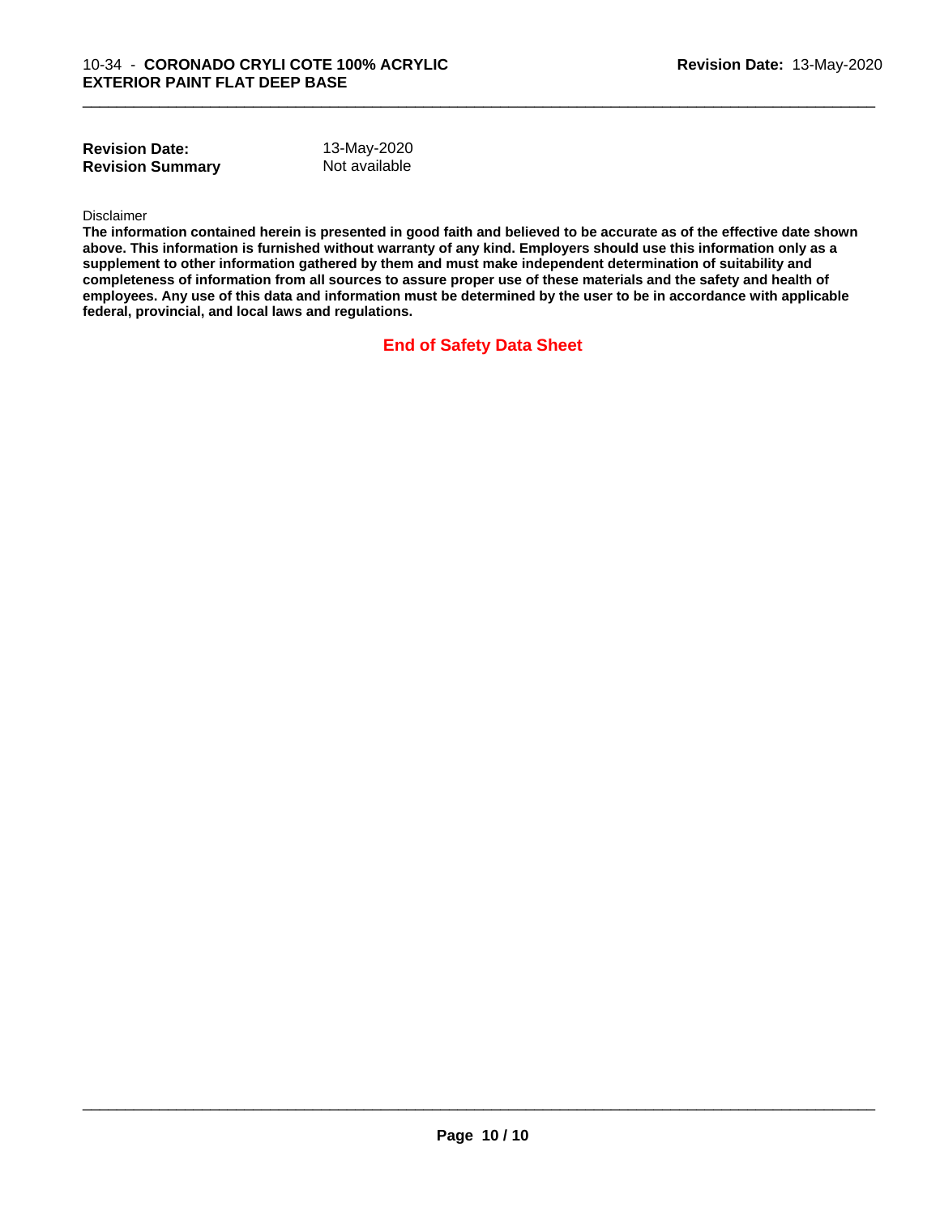| | |
|---|---|
| **Revision Date:** | 13-May-2020 |
| **Revision Summary** | Not available |

Disclaimer

**The information contained herein is presented in good faith and believed to be accurate as of the effective date shown above. This information is furnished without warranty of any kind. Employers should use this information only as a supplement to other information gathered by them and must make independent determination of suitability and completeness of information from all sources to assure proper use of these materials and the safety and health of employees. Any use of this data and information must be determined by the user to be in accordance with applicable federal, provincial, and local laws and regulations.**

**End of Safety Data Sheet**